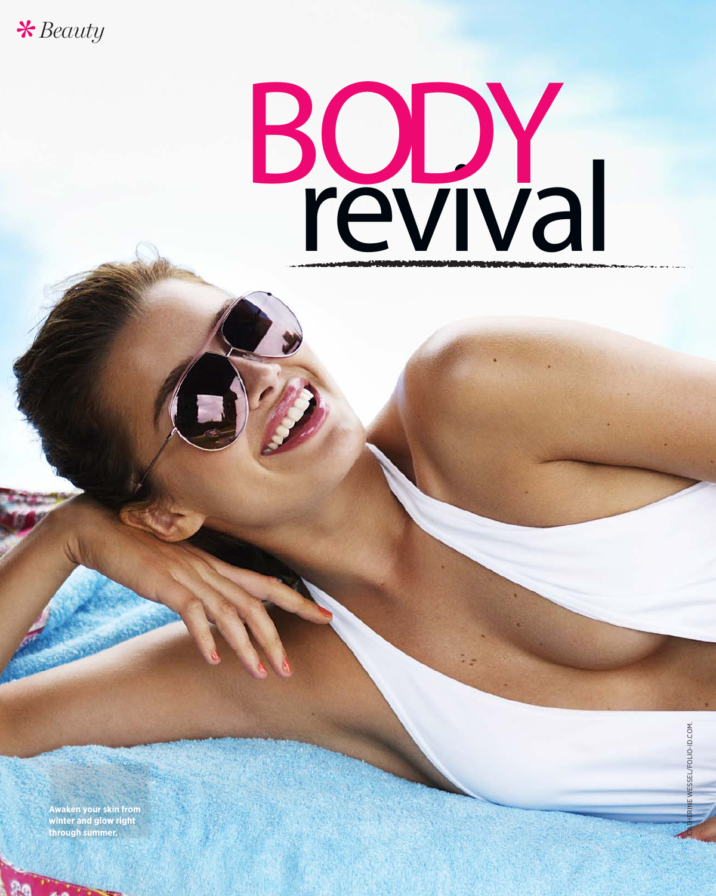*Beauty*

# BODY revival

**Awaken your skin from winter and glow right through summer.**

CATHERINE WESSEL/FOLIO-ID.COM.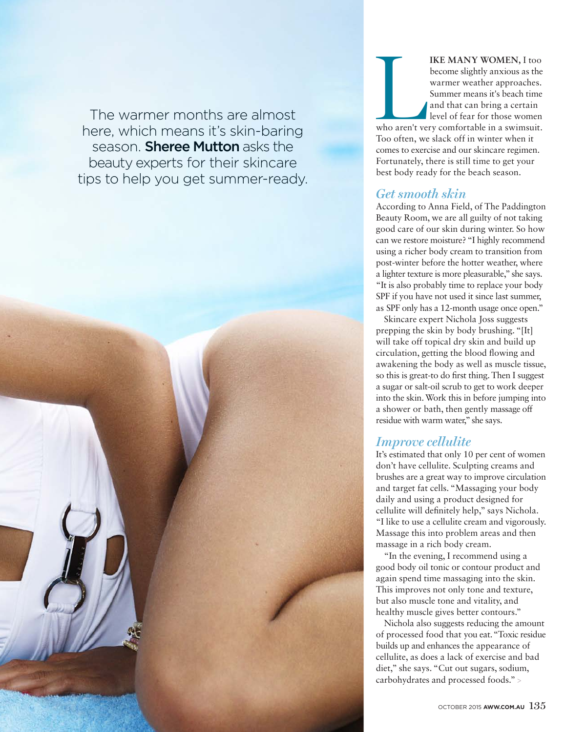The warmer months are almost here, which means it's skin-baring season. **Sheree Mutton** asks the beauty experts for their skincare tips to help you get summer-ready.

**LIKE MANY WOMEN,** I too become slightly anxious as the warmer weather approaches. Summer means it's beach time and that can bring a certain level of fear for those women who aren't very comfortable in a swimsuit. Too often, we slack off in winter when it comes to exercise and our skincare regimen. Fortunately, there is still time to get your best body ready for the beach season.

## *Get smooth skin*

According to Anna Field, of The Paddington Beauty Room, we are all guilty of not taking good care of our skin during winter. So how can we restore moisture? "I highly recommend using a richer body cream to transition from post-winter before the hotter weather, where a lighter texture is more pleasurable," she says. "It is also probably time to replace your body SPF if you have not used it since last summer, as SPF only has a 12-month usage once open."

Skincare expert Nichola Joss suggests prepping the skin by body brushing. "[It] will take off topical dry skin and build up circulation, getting the blood flowing and awakening the body as well as muscle tissue, so this is great-to do first thing. Then I suggest a sugar or salt-oil scrub to get to work deeper into the skin. Work this in before jumping into a shower or bath, then gently massage off residue with warm water," she says.

## *Improve cellulite*

It's estimated that only 10 per cent of women don't have cellulite. Sculpting creams and brushes are a great way to improve circulation and target fat cells. "Massaging your body daily and using a product designed for cellulite will definitely help," says Nichola. "I like to use a cellulite cream and vigorously. Massage this into problem areas and then massage in a rich body cream.

"In the evening, I recommend using a good body oil tonic or contour product and again spend time massaging into the skin. This improves not only tone and texture, but also muscle tone and vitality, and healthy muscle gives better contours."

Nichola also suggests reducing the amount of processed food that you eat. "Toxic residue builds up and enhances the appearance of cellulite, as does a lack of exercise and bad diet," she says. "Cut out sugars, sodium, carbohydrates and processed foods." >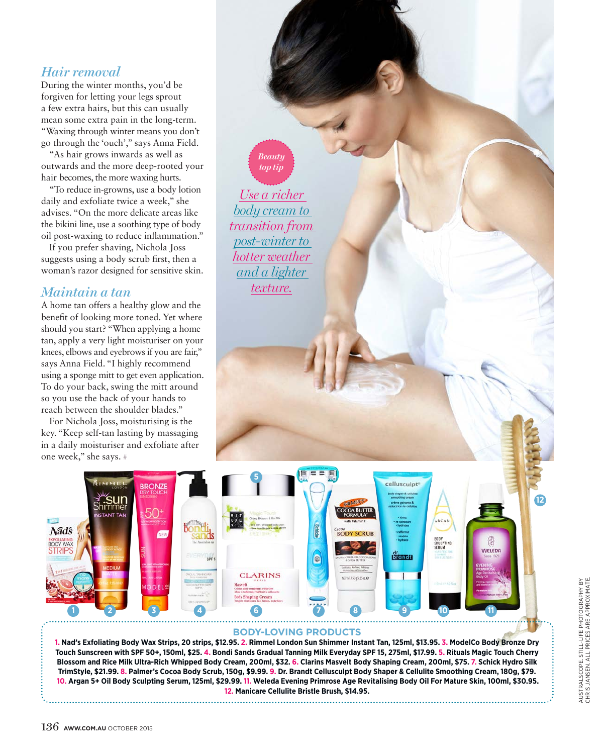## Hair removal

During the winter months, you'd be forgiven for letting your legs sprout a few extra hairs, but this can usually mean some extra pain in the long-term. "Waxing through winter means you don't go through the 'ouch'," says Anna Field.

"As hair grows inwards as well as outwards and the more deep-rooted your hair becomes, the more waxing hurts.

"To reduce in-growns, use a body lotion daily and exfoliate twice a week," she advises. "On the more delicate areas like the bikini line, use a soothing type of body oil post-waxing to reduce inflammation."

If you prefer shaving, Nichola Joss suggests using a body scrub first, then a woman's razor designed for sensitive skin.

## Maintain a tan

A home tan offers a healthy glow and the benefit of looking more toned. Yet where should you start? "When applying a home tan, apply a very light moisturiser on your knees, elbows and eyebrows if you are fair," says Anna Field. "I highly recommend using a sponge mitt to get even application. To do your back, swing the mitt around so you use the back of your hands to reach between the shoulder blades."

For Nichola Joss, moisturising is the key. "Keep self-tan lasting by massaging in a daily moisturiser and exfoliate after one week," she says. #

*Beauty top tip*

*Use a richer body cream to transition from post-winter to hotter weather and a lighter texture.*

### BODY-LOVING PRODUCTS

**1.** Nad's Exfoliating Body Wax Strips, 20 strips, $12.95. **2.** Rimmel London Sun Shimmer Instant Tan, 125ml, $13.95. **3.** ModelCo Body Bronze Dry Touch Sunscreen with SPF 50+, 150ml, $25. **4.** Bondi Sands Gradual Tanning Milk Everyday SPF 15, 275ml, $17.99. **5.** Rituals Magic Touch Cherry Blossom and Rice Milk Ultra-Rich Whipped Body Cream, 200ml, $32. **6.** Clarins Masvelt Body Shaping Cream, 200ml, $75. **7.** Schick Hydro Silk TrimStyle, $21.99. **8.** Palmer's Cocoa Body Scrub, 150g, $9.99. **9.** Dr. Brandt Cellusculpt Body Shaper & Cellulite Smoothing Cream, 180g, $79. **10.** Argan 5+ Oil Body Sculpting Serum, 125ml, $29.99. **11.** Weleda Evening Primrose Age Revitalising Body Oil For Mature Skin, 100ml, $30.95. **12.** Manicare Cellulite Bristle Brush, $14.95.

AUSTRALSCOPE. STILL-LIFE PHOTOGRAPHY BY CHRIS JANSEN. ALL PRICES ARE APPROXIMATE.